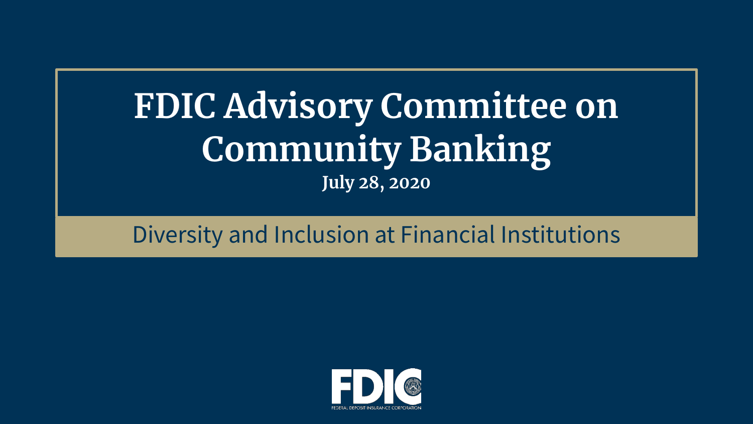# FDIC Advisory Committee on Community Banking

**July 28, 2020**

## Diversity and Inclusion at Financial Institutions

FDIC

FEDERAL DEPOSIT INSURANCE CORPORATION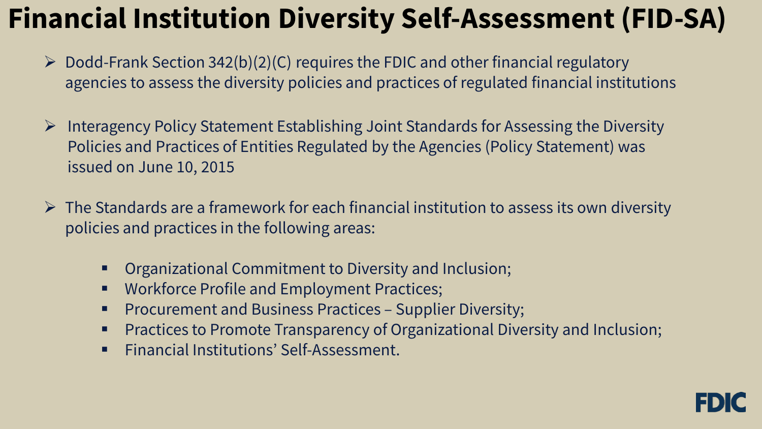# Financial Institution Diversity Self-Assessment (FID-SA)

- Dodd-Frank Section 342(b)(2)(C) requires the FDIC and other financial regulatory agencies to assess the diversity policies and practices of regulated financial institutions

- Interagency Policy Statement Establishing Joint Standards for Assessing the Diversity Policies and Practices of Entities Regulated by the Agencies (Policy Statement) was issued on June 10, 2015

- The Standards are a framework for each financial institution to assess its own diversity policies and practices in the following areas:

  - Organizational Commitment to Diversity and Inclusion;
  - Workforce Profile and Employment Practices;
  - Procurement and Business Practices – Supplier Diversity;
  - Practices to Promote Transparency of Organizational Diversity and Inclusion;
  - Financial Institutions' Self-Assessment.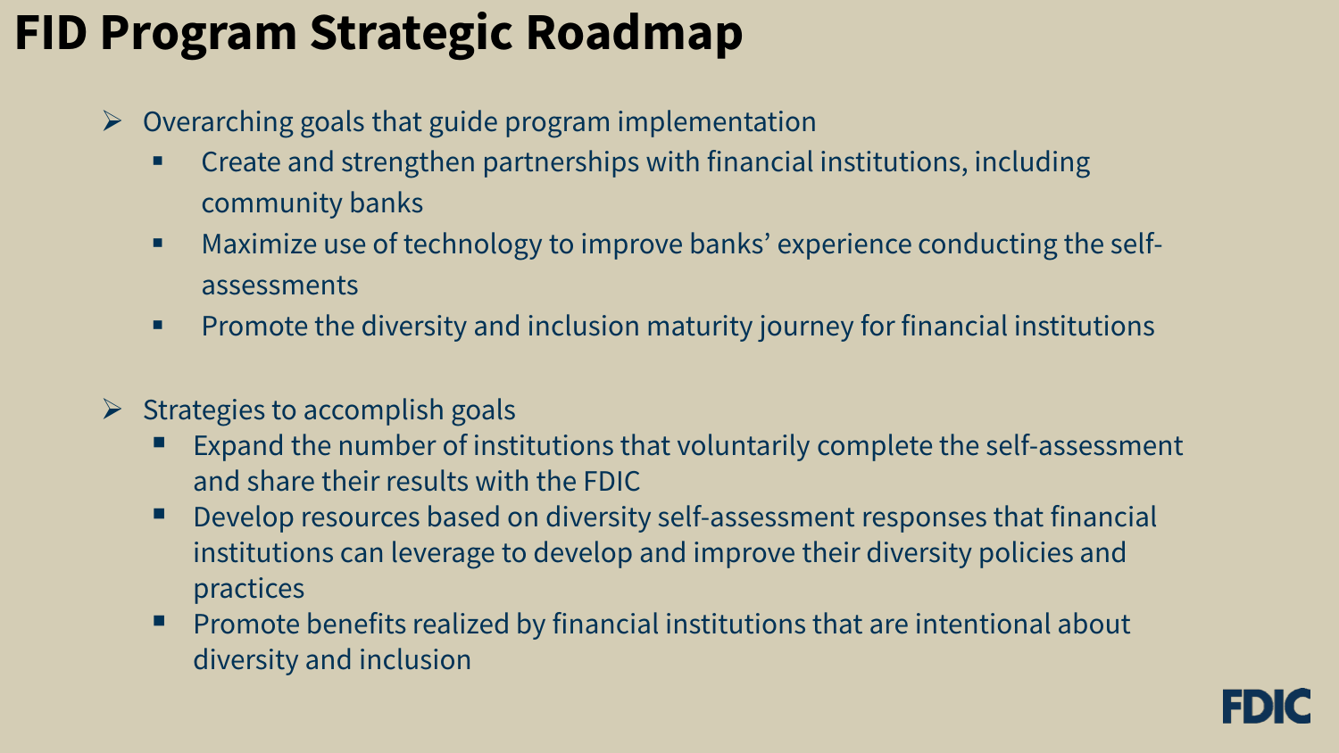# FID Program Strategic Roadmap

- Overarching goals that guide program implementation
  - Create and strengthen partnerships with financial institutions, including community banks
  - Maximize use of technology to improve banks' experience conducting the self-assessments
  - Promote the diversity and inclusion maturity journey for financial institutions

- Strategies to accomplish goals
  - Expand the number of institutions that voluntarily complete the self-assessment and share their results with the FDIC
  - Develop resources based on diversity self-assessment responses that financial institutions can leverage to develop and improve their diversity policies and practices
  - Promote benefits realized by financial institutions that are intentional about diversity and inclusion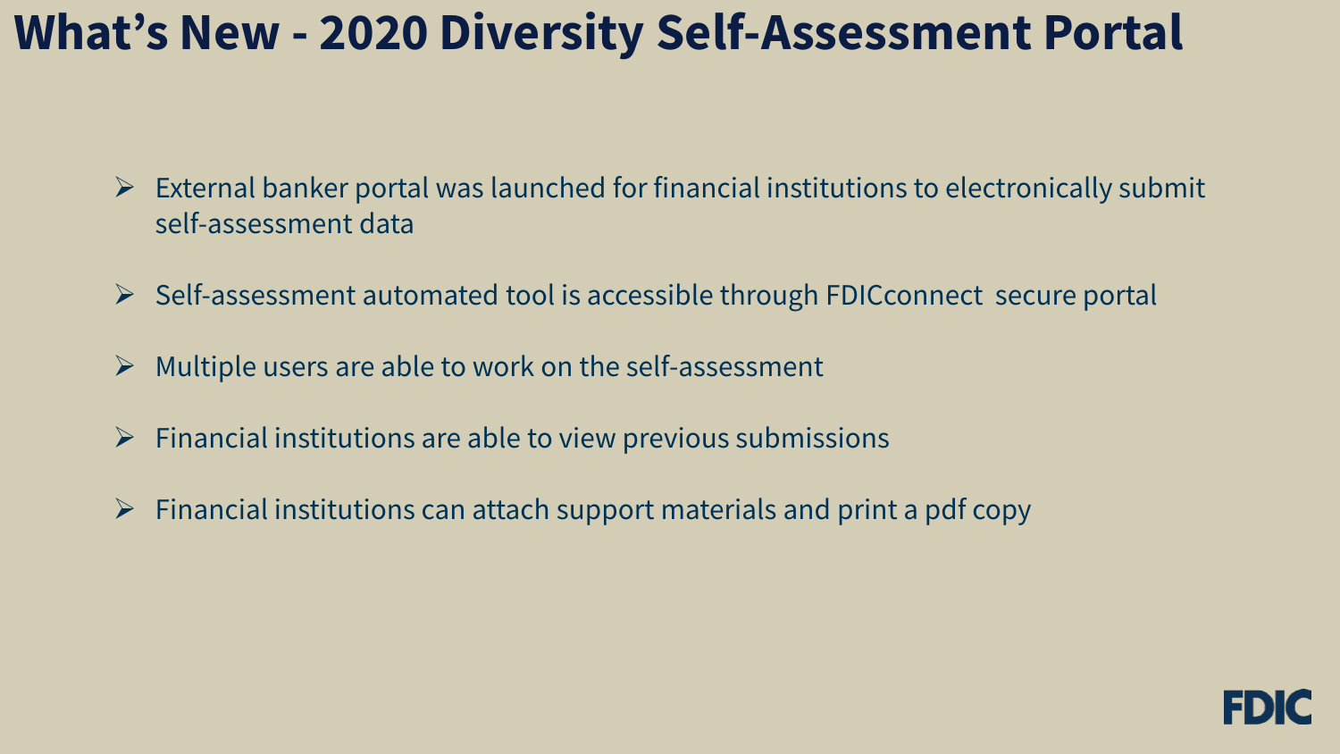# What's New - 2020 Diversity Self-Assessment Portal

- External banker portal was launched for financial institutions to electronically submit self-assessment data
- Self-assessment automated tool is accessible through FDICconnect secure portal
- Multiple users are able to work on the self-assessment
- Financial institutions are able to view previous submissions
- Financial institutions can attach support materials and print a pdf copy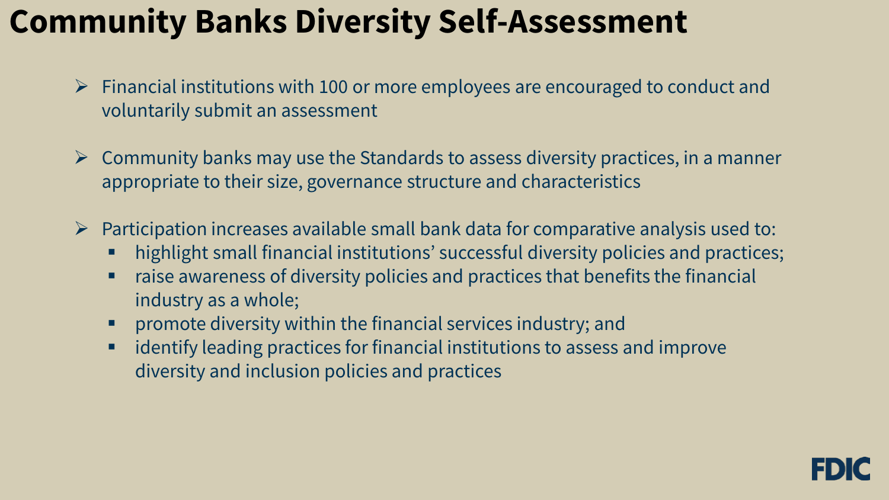# Community Banks Diversity Self-Assessment

- Financial institutions with 100 or more employees are encouraged to conduct and voluntarily submit an assessment
- Community banks may use the Standards to assess diversity practices, in a manner appropriate to their size, governance structure and characteristics
- Participation increases available small bank data for comparative analysis used to:
  - highlight small financial institutions' successful diversity policies and practices;
  - raise awareness of diversity policies and practices that benefits the financial industry as a whole;
  - promote diversity within the financial services industry; and
  - identify leading practices for financial institutions to assess and improve diversity and inclusion policies and practices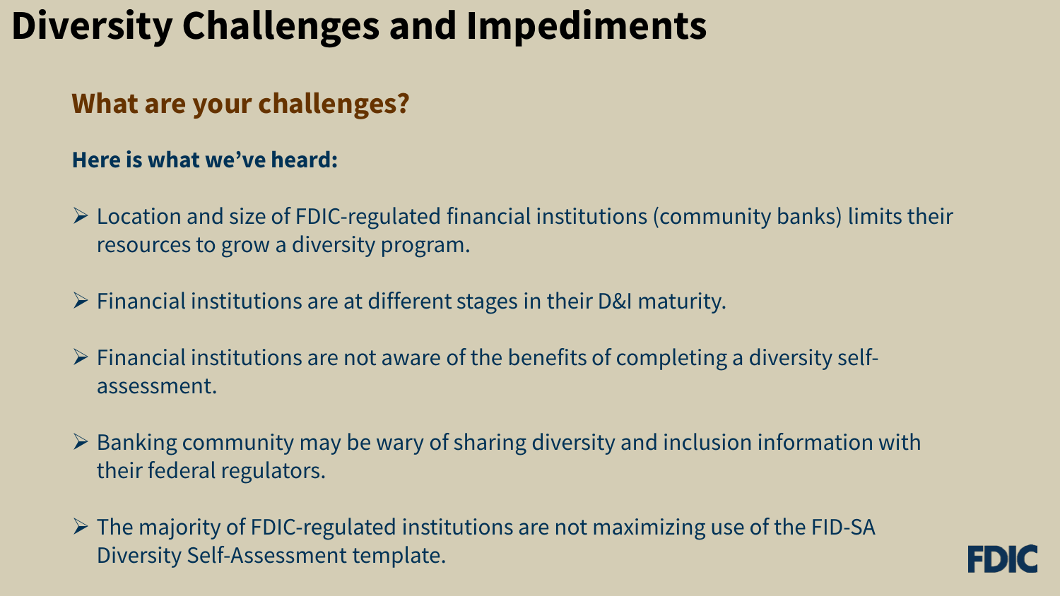# Diversity Challenges and Impediments

## What are your challenges?

**Here is what we've heard:**

- Location and size of FDIC-regulated financial institutions (community banks) limits their resources to grow a diversity program.
- Financial institutions are at different stages in their D&I maturity.
- Financial institutions are not aware of the benefits of completing a diversity self-assessment.
- Banking community may be wary of sharing diversity and inclusion information with their federal regulators.
- The majority of FDIC-regulated institutions are not maximizing use of the FID-SA Diversity Self-Assessment template.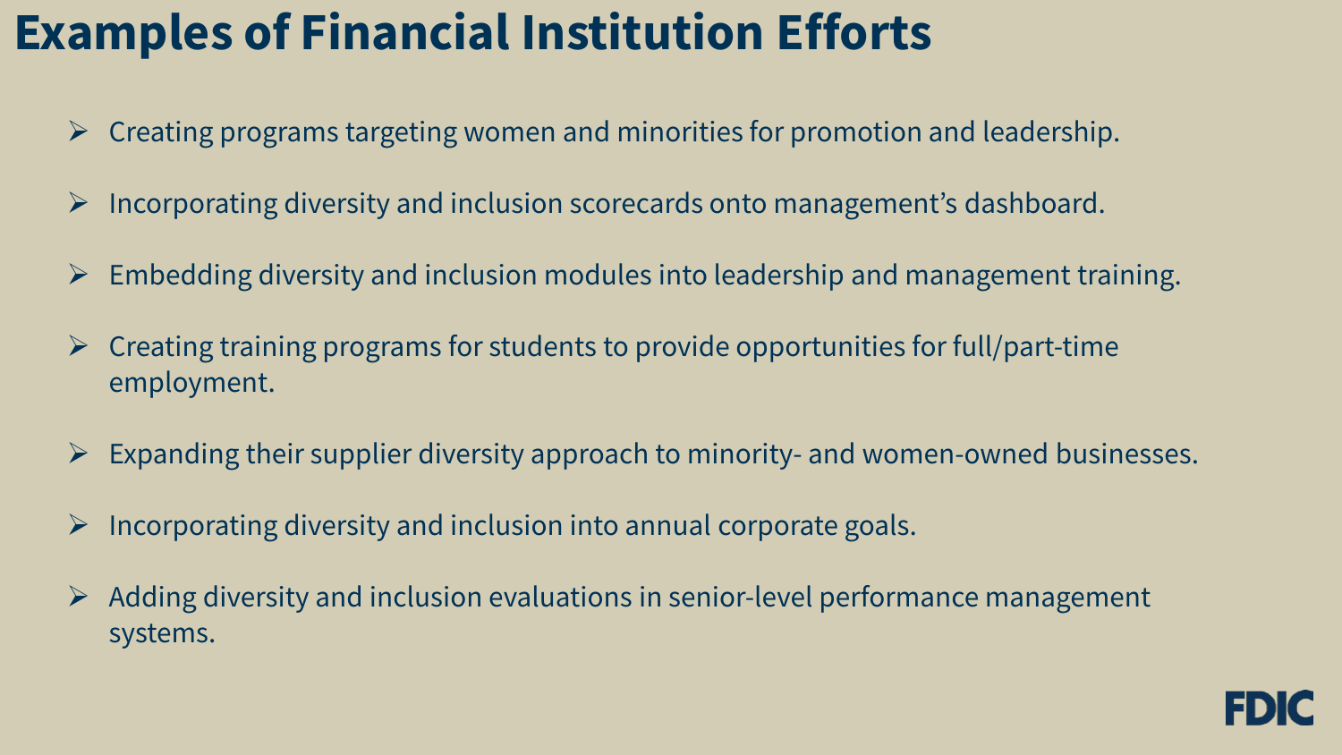# Examples of Financial Institution Efforts

- Creating programs targeting women and minorities for promotion and leadership.
- Incorporating diversity and inclusion scorecards onto management's dashboard.
- Embedding diversity and inclusion modules into leadership and management training.
- Creating training programs for students to provide opportunities for full/part-time employment.
- Expanding their supplier diversity approach to minority- and women-owned businesses.
- Incorporating diversity and inclusion into annual corporate goals.
- Adding diversity and inclusion evaluations in senior-level performance management systems.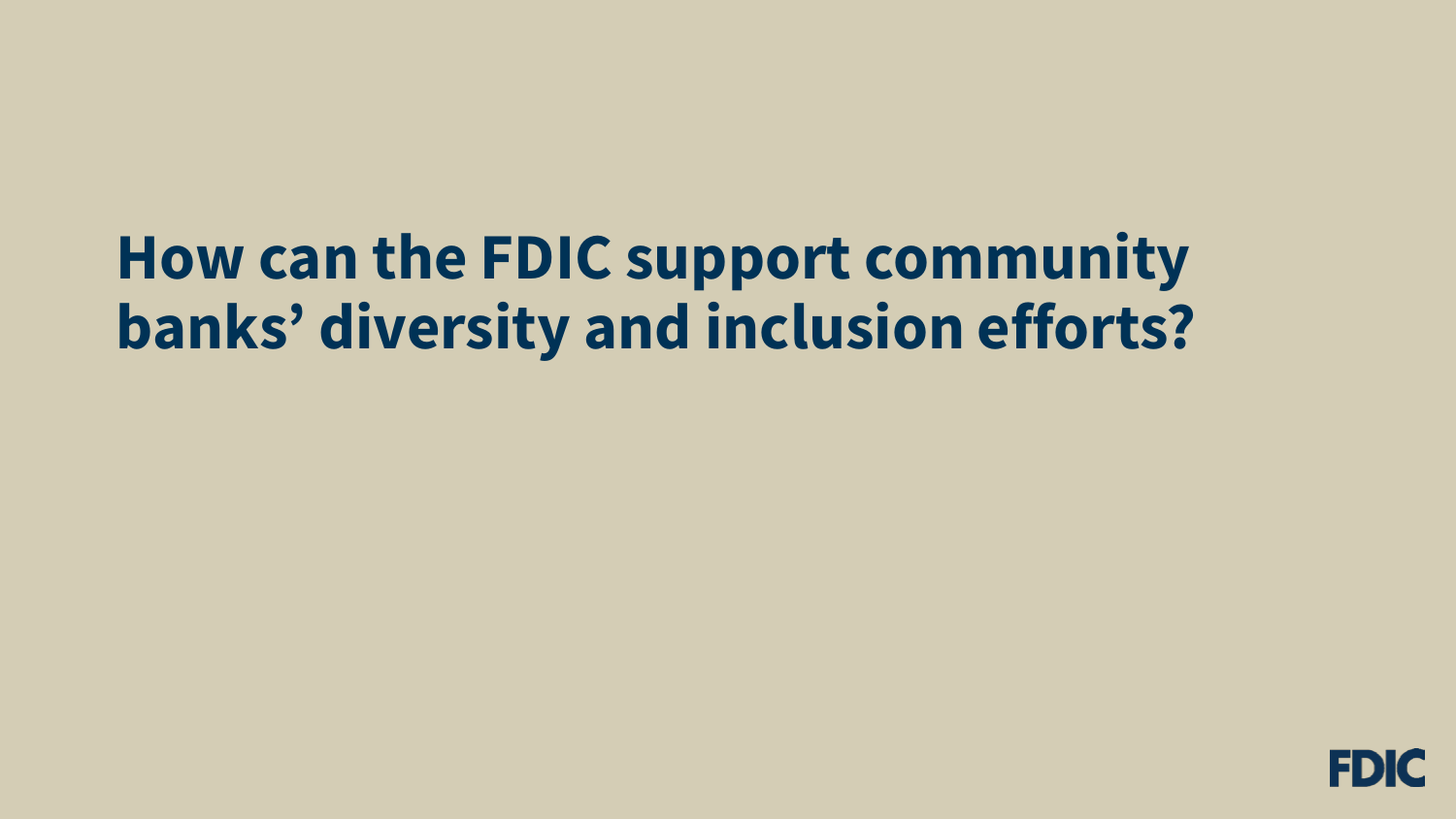# How can the FDIC support community banks' diversity and inclusion efforts?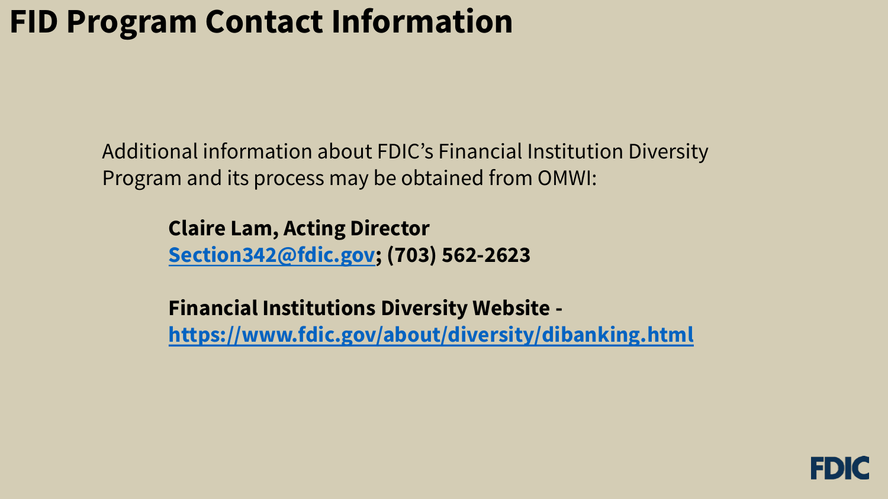# FID Program Contact Information

Additional information about FDIC's Financial Institution Diversity Program and its process may be obtained from OMWI:

**Claire Lam, Acting Director**
**Section342@fdic.gov; (703) 562-2623**

**Financial Institutions Diversity Website -**
**https://www.fdic.gov/about/diversity/dibanking.html**